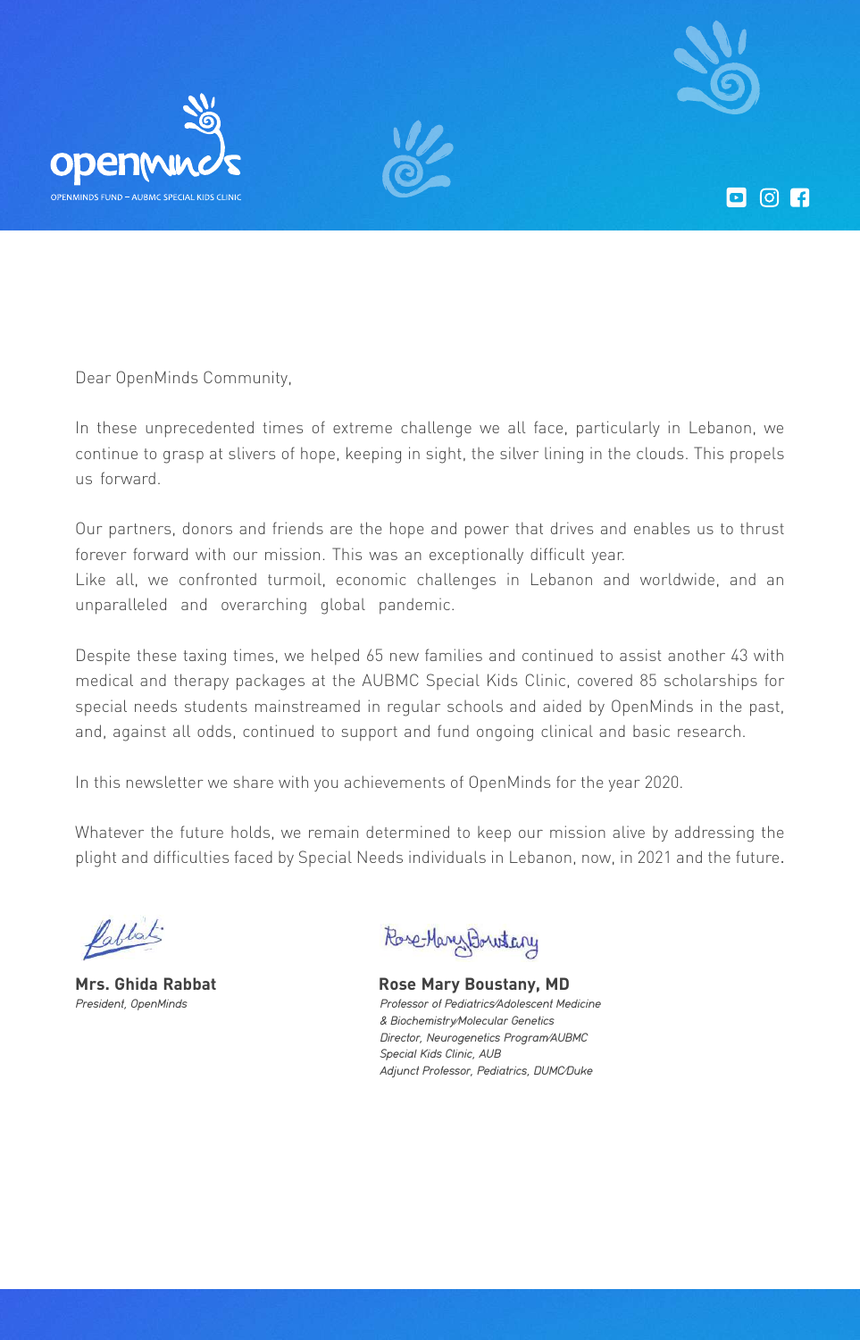openminds

OPENMINDS FUND – AUBMC SPECIAL KIDS CLINIC

Dear OpenMinds Community,

In these unprecedented times of extreme challenge we all face, particularly in Lebanon, we continue to grasp at slivers of hope, keeping in sight, the silver lining in the clouds. This propels us forward.

Our partners, donors and friends are the hope and power that drives and enables us to thrust forever forward with our mission. This was an exceptionally difficult year.
Like all, we confronted turmoil, economic challenges in Lebanon and worldwide, and an unparalleled and overarching global pandemic.

Despite these taxing times, we helped 65 new families and continued to assist another 43 with medical and therapy packages at the AUBMC Special Kids Clinic, covered 85 scholarships for special needs students mainstreamed in regular schools and aided by OpenMinds in the past, and, against all odds, continued to support and fund ongoing clinical and basic research.

In this newsletter we share with you achievements of OpenMinds for the year 2020.

Whatever the future holds, we remain determined to keep our mission alive by addressing the plight and difficulties faced by Special Needs individuals in Lebanon, now, in 2021 and the future.

**Mrs. Ghida Rabbat**
*President, OpenMinds*

**Rose Mary Boustany, MD**
*Professor of Pediatrics/Adolescent Medicine & Biochemistry/Molecular Genetics*
*Director, Neurogenetics Program/AUBMC Special Kids Clinic, AUB*
*Adjunct Professor, Pediatrics, DUMC/Duke*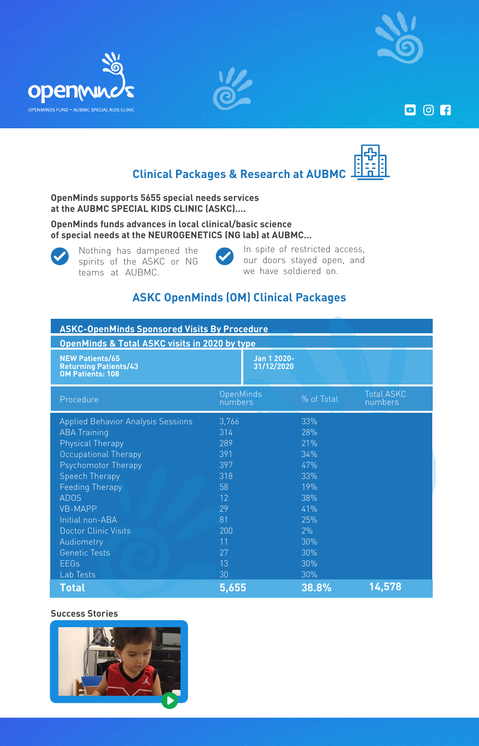## Clinical Packages & Research at AUBMC

**OpenMinds supports 5655 special needs services at the AUBMC SPECIAL KIDS CLINIC (ASKC)....**

**OpenMinds funds advances in local clinical/basic science of special needs at the NEUROGENETICS (NG lab) at AUBMC...**

- Nothing has dampened the spirits of the ASKC or NG teams at AUBMC.
- In spite of restricted access, our doors stayed open, and we have soldiered on.

## ASKC OpenMinds (OM) Clinical Packages

| **ASKC-OpenMinds Sponsored Visits By Procedure** | | | |
|---|---|---|---|
| **OpenMinds & Total ASKC visits in 2020 by type** | | | |
| **NEW Patients/65**<br>**Returning Patients/43**<br>**OM Patients: 108** | **Jan 1 2020-31/12/2020** | | |
| Procedure | OpenMinds numbers | % of Total | Total ASKC numbers |
| Applied Behavior Analysis Sessions | 3,766 | 33% | |
| ABA Training | 314 | 28% | |
| Physical Therapy | 289 | 21% | |
| Occupational Therapy | 391 | 34% | |
| Psychomotor Therapy | 397 | 47% | |
| Speech Therapy | 318 | 33% | |
| Feeding Therapy | 58 | 19% | |
| ADOS | 12 | 38% | |
| VB-MAPP | 29 | 41% | |
| Initial non-ABA | 81 | 25% | |
| Doctor Clinic Visits | 200 | 2% | |
| Audiometry | 11 | 30% | |
| Genetic Tests | 27 | 30% | |
| EEGs | 13 | 30% | |
| Lab Tests | 30 | 30% | |
| **Total** | **5,655** | **38.8%** | **14,578** |

**Success Stories**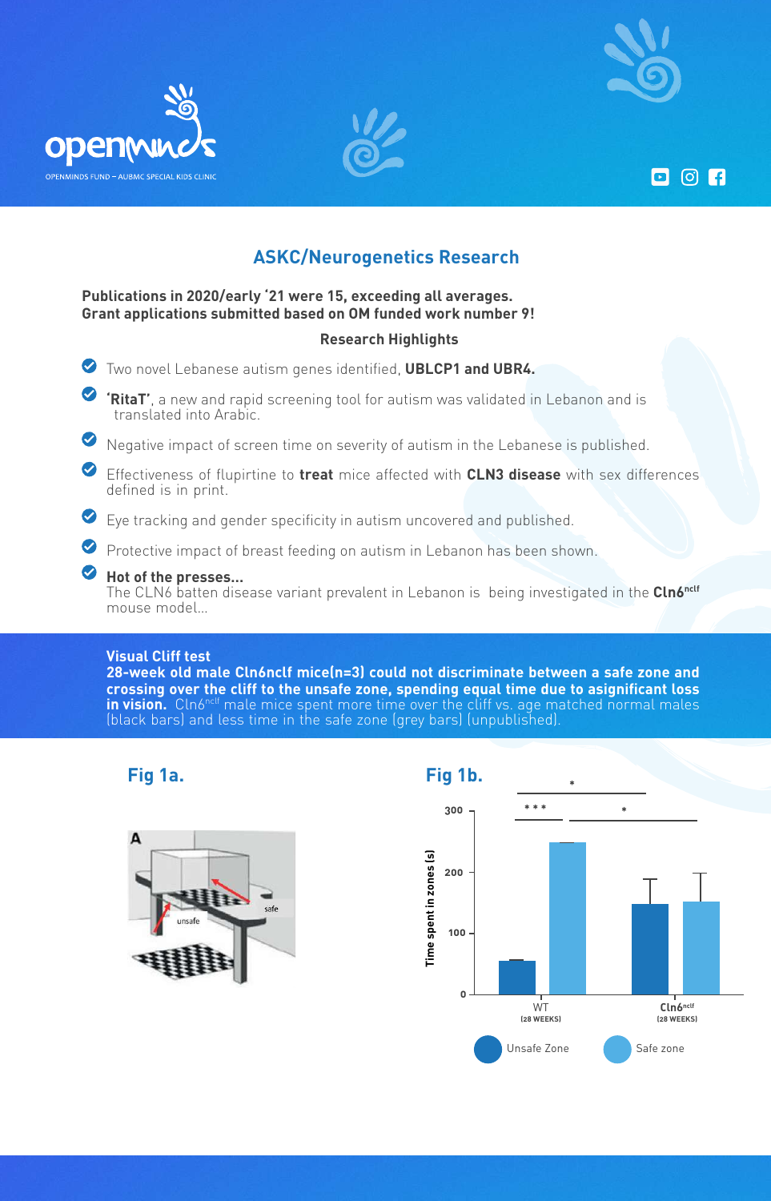## ASKC/Neurogenetics Research

**Publications in 2020/early '21 were 15, exceeding all averages.**
**Grant applications submitted based on OM funded work number 9!**

### Research Highlights

- Two novel Lebanese autism genes identified, **UBLCP1 and UBR4.**
- **'RitaT'**, a new and rapid screening tool for autism was validated in Lebanon and is translated into Arabic.
- Negative impact of screen time on severity of autism in the Lebanese is published.
- Effectiveness of flupirtine to **treat** mice affected with **CLN3 disease** with sex differences defined is in print.
- Eye tracking and gender specificity in autism uncovered and published.
- Protective impact of breast feeding on autism in Lebanon has been shown.
- **Hot of the presses...**
  The CLN6 batten disease variant prevalent in Lebanon is being investigated in the **Cln6**[nclf] mouse model...

**Visual Cliff test**
**28-week old male Cln6nclf mice(n=3) could not discriminate between a safe zone and crossing over the cliff to the unsafe zone, spending equal time due to asignificant loss in vision.** Cln6[nclf] male mice spent more time over the cliff vs. age matched normal males (black bars) and less time in the safe zone (grey bars) (unpublished).

**Fig 1a.**

**Fig 1b.**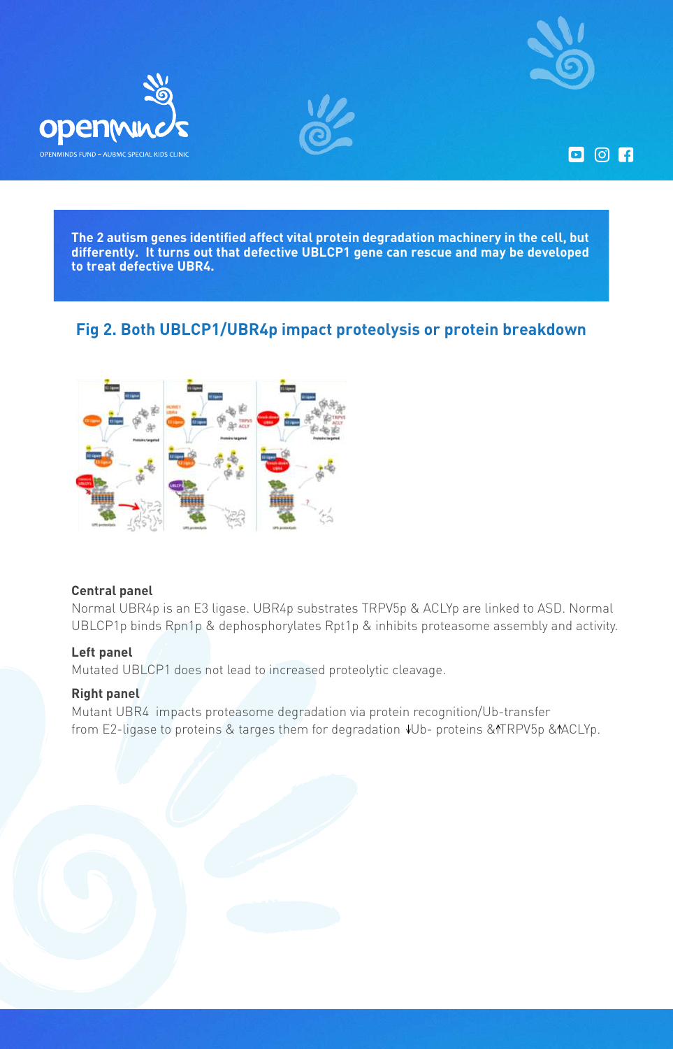**The 2 autism genes identified affect vital protein degradation machinery in the cell, but differently. It turns out that defective UBLCP1 gene can rescue and may be developed to treat defective UBR4.**

## Fig 2. Both UBLCP1/UBR4p impact proteolysis or protein breakdown

**Central panel**

Normal UBR4p is an E3 ligase. UBR4p substrates TRPV5p & ACLYp are linked to ASD. Normal UBLCP1p binds Rpn1p & dephosphorylates Rpt1p & inhibits proteasome assembly and activity.

**Left panel**

Mutated UBLCP1 does not lead to increased proteolytic cleavage.

**Right panel**

Mutant UBR4 impacts proteasome degradation via protein recognition/Ub-transfer from E2-ligase to proteins & targes them for degradation ↓Ub- proteins &↑TRPV5p &↑ACLYp.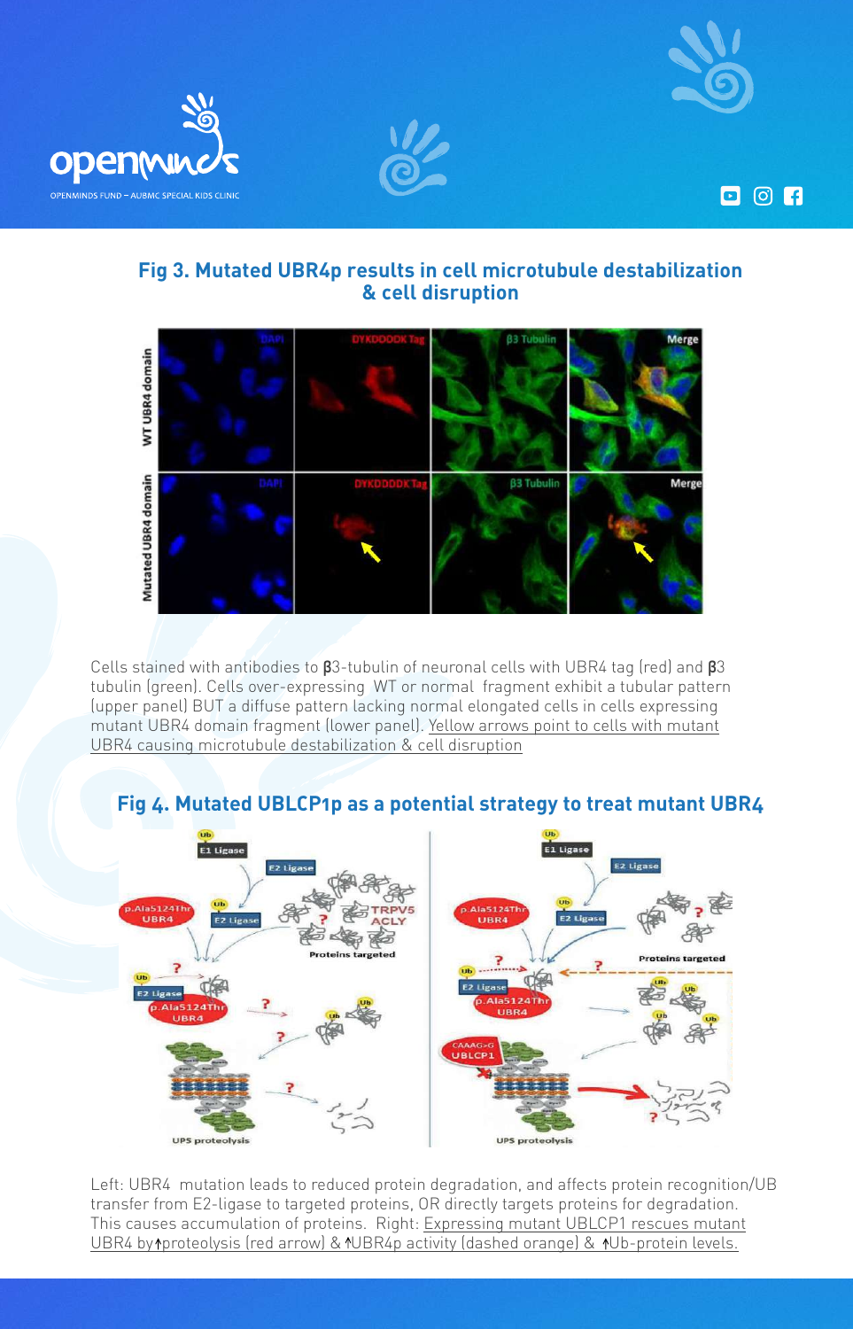## Fig 3. Mutated UBR4p results in cell microtubule destabilization & cell disruption

Cells stained with antibodies to β3-tubulin of neuronal cells with UBR4 tag (red) and β3 tubulin (green). Cells over-expressing WT or normal fragment exhibit a tubular pattern (upper panel) BUT a diffuse pattern lacking normal elongated cells in cells expressing mutant UBR4 domain fragment (lower panel). Yellow arrows point to cells with mutant UBR4 causing microtubule destabilization & cell disruption

## Fig 4. Mutated UBLCP1p as a potential strategy to treat mutant UBR4

Left: UBR4 mutation leads to reduced protein degradation, and affects protein recognition/UB transfer from E2-ligase to targeted proteins, OR directly targets proteins for degradation. This causes accumulation of proteins. Right: Expressing mutant UBLCP1 rescues mutant UBR4 by ↑proteolysis (red arrow) & ↑UBR4p activity (dashed orange) & ↑Ub-protein levels.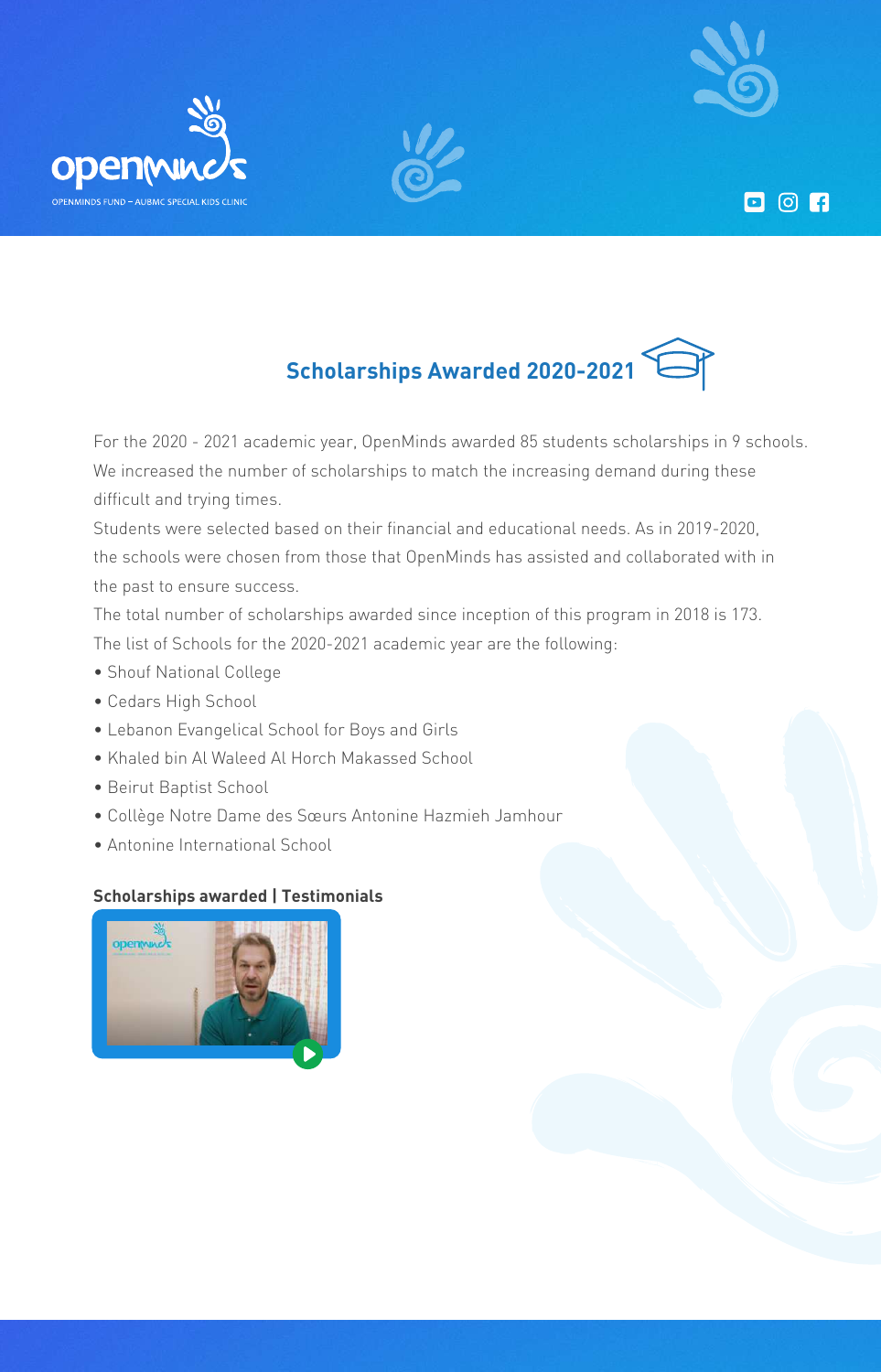## Scholarships Awarded 2020-2021

For the 2020 - 2021 academic year, OpenMinds awarded 85 students scholarships in 9 schools. We increased the number of scholarships to match the increasing demand during these difficult and trying times.

Students were selected based on their financial and educational needs. As in 2019-2020, the schools were chosen from those that OpenMinds has assisted and collaborated with in the past to ensure success.

The total number of scholarships awarded since inception of this program in 2018 is 173.

The list of Schools for the 2020-2021 academic year are the following:

- Shouf National College
- Cedars High School
- Lebanon Evangelical School for Boys and Girls
- Khaled bin Al Waleed Al Horch Makassed School
- Beirut Baptist School
- Collège Notre Dame des Sœurs Antonine Hazmieh Jamhour
- Antonine International School

**Scholarships awarded | Testimonials**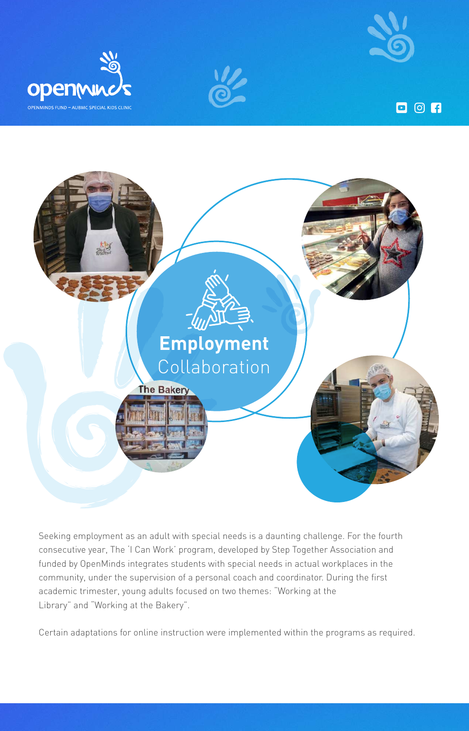# Employment Collaboration

Seeking employment as an adult with special needs is a daunting challenge. For the fourth consecutive year, The 'I Can Work' program, developed by Step Together Association and funded by OpenMinds integrates students with special needs in actual workplaces in the community, under the supervision of a personal coach and coordinator. During the first academic trimester, young adults focused on two themes: "Working at the Library" and "Working at the Bakery".

Certain adaptations for online instruction were implemented within the programs as required.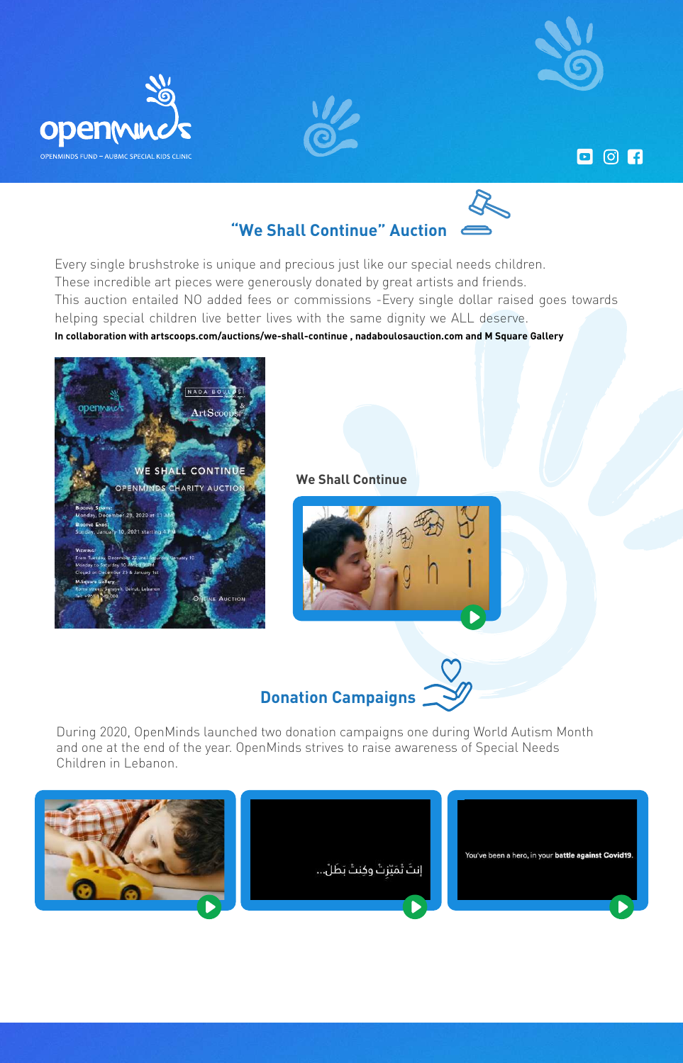openminds

OPENMINDS FUND – AUBMC SPECIAL KIDS CLINIC

## "We Shall Continue" Auction

Every single brushstroke is unique and precious just like our special needs children. These incredible art pieces were generously donated by great artists and friends. This auction entailed NO added fees or commissions -Every single dollar raised goes towards helping special children live better lives with the same dignity we ALL deserve.

**In collaboration with artscoops.com/auctions/we-shall-continue , nadaboulosauction.com and M Square Gallery**

NADA BOULOS

&

ArtScoops

WE SHALL CONTINUE

OPENMINDS CHARITY AUCTION

Bidding Starts:
Monday, December 28, 2020 at 11 AM

Bidding Ends:
Sunday, January 10, 2021 starting 4 PM

Viewing:
From Tuesday, December 22 until Saturday January 10
Monday to Saturday 10 AM to 7 PM
Closed on December 25 & January 1st

M.Square Gallery
Roma street, Sayyeh, Beirut, Lebanon
Tel +961 1 ... 000

Online Auction

**We Shall Continue**

## Donation Campaigns

During 2020, OpenMinds launched two donation campaigns one during World Autism Month and one at the end of the year. OpenMinds strives to raise awareness of Special Needs Children in Lebanon.

إنتَ تميّزتْ وكِنتْ بَطَلْ...

You've been a hero, in your **battle against Covid19.**